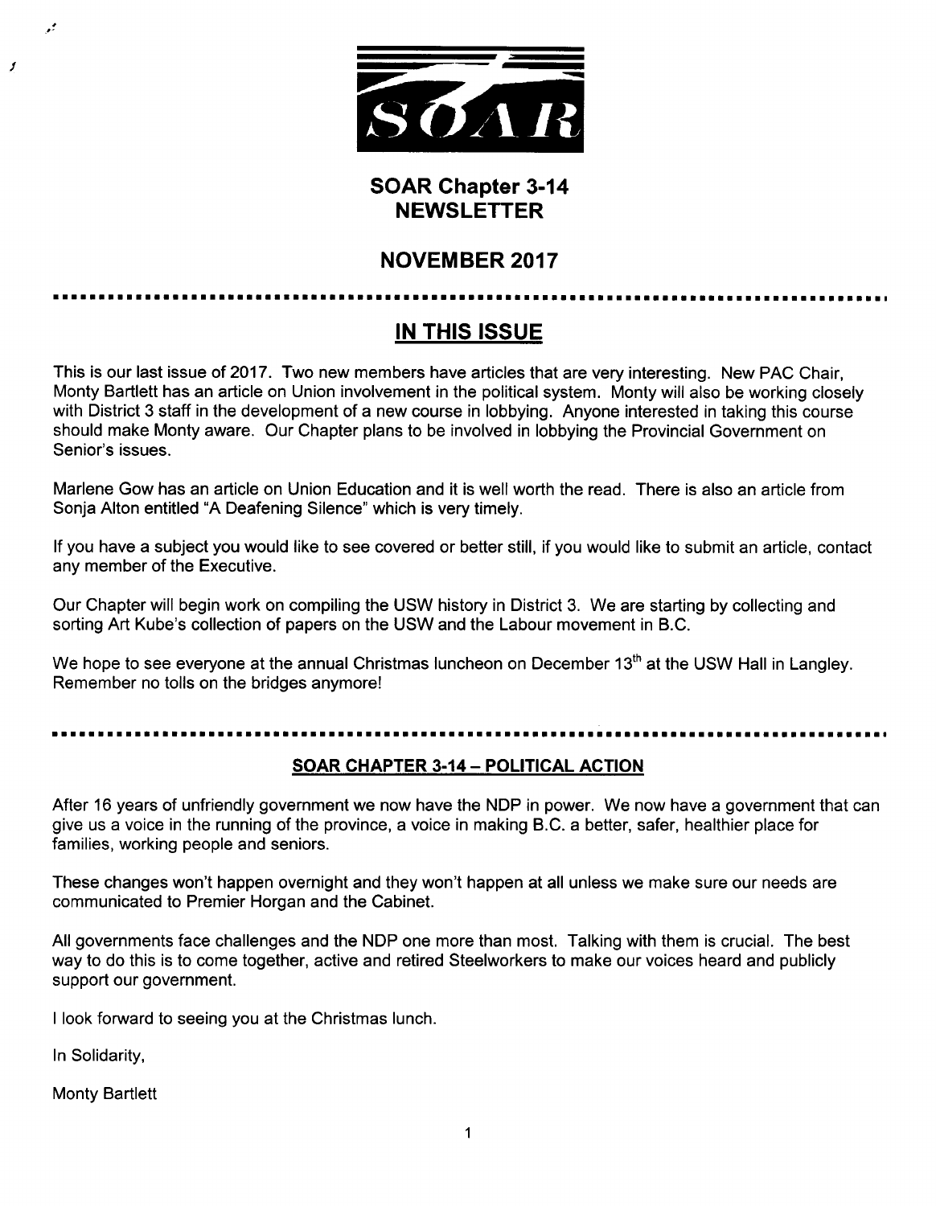# SOAR Chapter 3-14 NEWSLETTER

## NOVEMBER 2017

## IN THIS ISSUE

This is our last issue of 2017. Two new members have articles that are very interesting. New PAC Chair, Monty Bartlett has an article on Union involvement in the political system. Monty will also be working closely with District 3 staff in the development of a new course in lobbying. Anyone interested in taking this course should make Monty aware. Our Chapter plans to be involved in lobbying the Provincial Government on Senior's issues.

Marlene Gow has an article on Union Education and it is well worth the read. There is also an article from Sonja Alton entitled "A Deafening Silence" which is very timely.

If you have a subject you would like to see covered or better still, if you would like to submit an article, contact any member of the Executive.

Our Chapter will begin work on compiling the USW history in District 3. We are starting by collecting and sorting Art Kube's collection of papers on the USW and the Labour movement in B.C.

We hope to see everyone at the annual Christmas luncheon on December 13th at the USW Hall in Langley. Remember no tolls on the bridges anymore!

### SOAR CHAPTER 3-14 – POLITICAL ACTION

After 16 years of unfriendly government we now have the NDP in power. We now have a government that can give us a voice in the running of the province, a voice in making B.C. a better, safer, healthier place for families, working people and seniors.

These changes won't happen overnight and they won't happen at all unless we make sure our needs are communicated to Premier Horgan and the Cabinet.

All governments face challenges and the NDP one more than most. Talking with them is crucial. The best way to do this is to come together, active and retired Steelworkers to make our voices heard and publicly support our government.

I look forward to seeing you at the Christmas lunch.

In Solidarity,

Monty Bartlett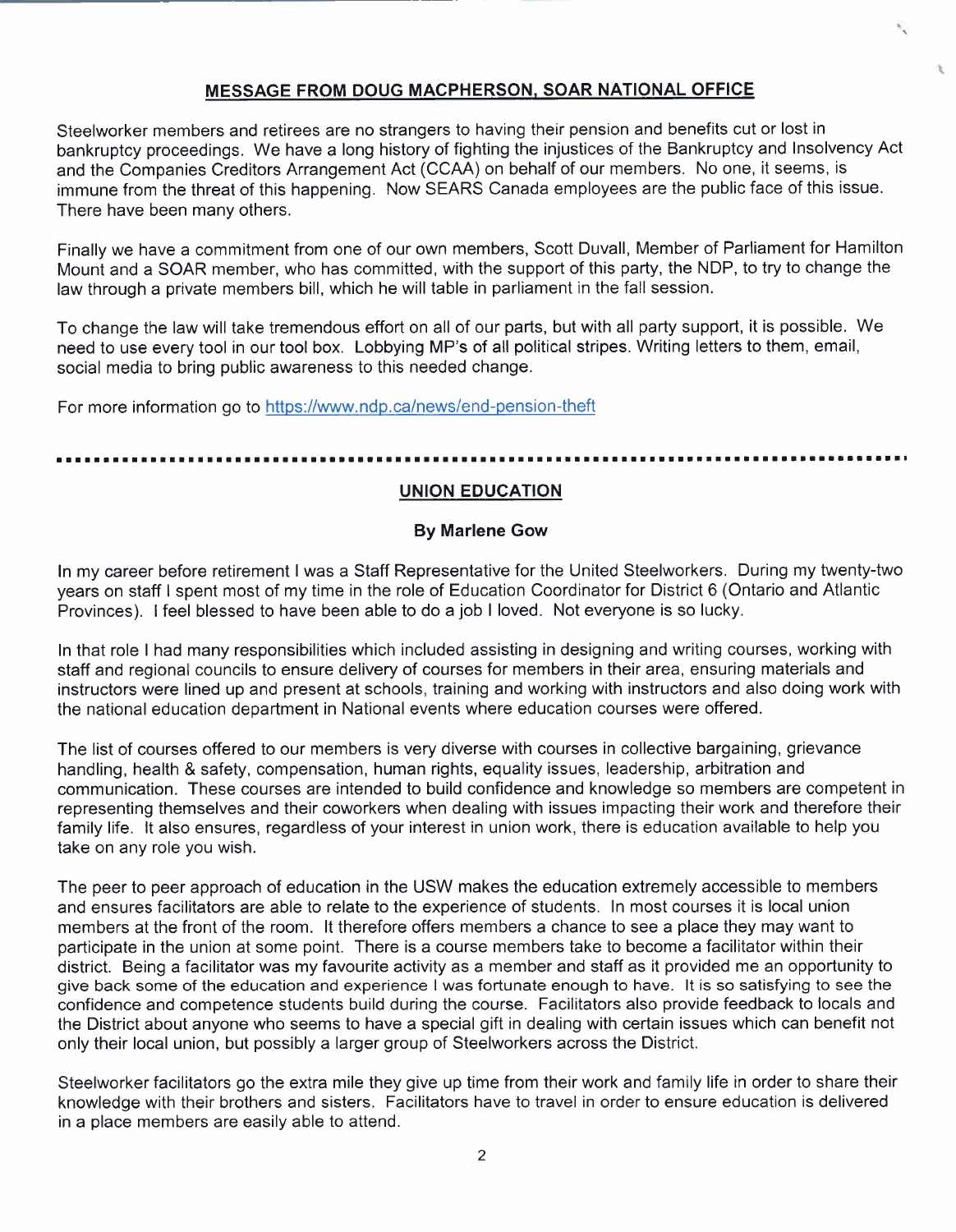## MESSAGE FROM DOUG MACPHERSON, SOAR NATIONAL OFFICE

Steelworker members and retirees are no strangers to having their pension and benefits cut or lost in bankruptcy proceedings. We have a long history of fighting the injustices of the Bankruptcy and Insolvency Act and the Companies Creditors Arrangement Act (CCAA) on behalf of our members. No one, it seems, is immune from the threat of this happening. Now SEARS Canada employees are the public face of this issue. There have been many others.

Finally we have a commitment from one of our own members, Scott Duvall, Member of Parliament for Hamilton Mount and a SOAR member, who has committed, with the support of this party, the NDP, to try to change the law through a private members bill, which he will table in parliament in the fall session.

To change the law will take tremendous effort on all of our parts, but with all party support, it is possible. We need to use every tool in our tool box. Lobbying MP's of all political stripes. Writing letters to them, email, social media to bring public awareness to this needed change.

For more information go to https://www.ndp.ca/news/end-pension-theft

---

## UNION EDUCATION

**By Marlene Gow**

In my career before retirement I was a Staff Representative for the United Steelworkers. During my twenty-two years on staff I spent most of my time in the role of Education Coordinator for District 6 (Ontario and Atlantic Provinces). I feel blessed to have been able to do a job I loved. Not everyone is so lucky.

In that role I had many responsibilities which included assisting in designing and writing courses, working with staff and regional councils to ensure delivery of courses for members in their area, ensuring materials and instructors were lined up and present at schools, training and working with instructors and also doing work with the national education department in National events where education courses were offered.

The list of courses offered to our members is very diverse with courses in collective bargaining, grievance handling, health & safety, compensation, human rights, equality issues, leadership, arbitration and communication. These courses are intended to build confidence and knowledge so members are competent in representing themselves and their coworkers when dealing with issues impacting their work and therefore their family life. It also ensures, regardless of your interest in union work, there is education available to help you take on any role you wish.

The peer to peer approach of education in the USW makes the education extremely accessible to members and ensures facilitators are able to relate to the experience of students. In most courses it is local union members at the front of the room. It therefore offers members a chance to see a place they may want to participate in the union at some point. There is a course members take to become a facilitator within their district. Being a facilitator was my favourite activity as a member and staff as it provided me an opportunity to give back some of the education and experience I was fortunate enough to have. It is so satisfying to see the confidence and competence students build during the course. Facilitators also provide feedback to locals and the District about anyone who seems to have a special gift in dealing with certain issues which can benefit not only their local union, but possibly a larger group of Steelworkers across the District.

Steelworker facilitators go the extra mile they give up time from their work and family life in order to share their knowledge with their brothers and sisters. Facilitators have to travel in order to ensure education is delivered in a place members are easily able to attend.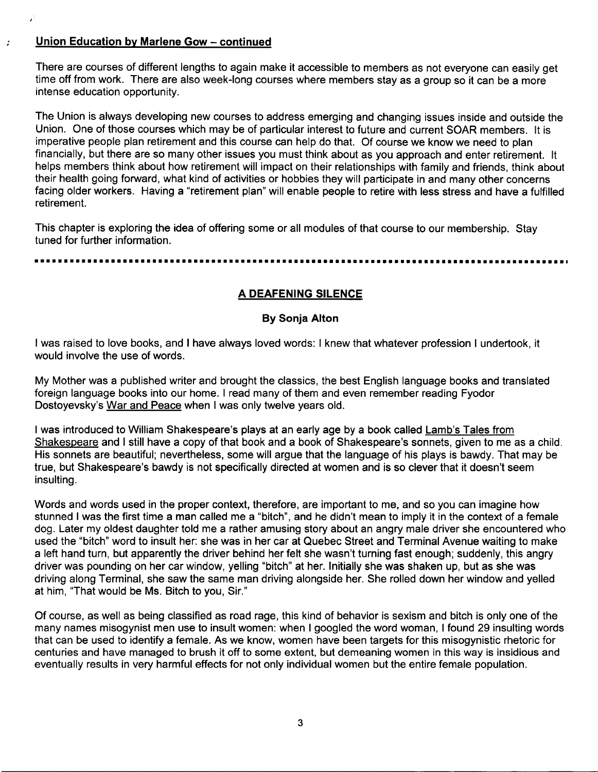## Union Education by Marlene Gow – continued

There are courses of different lengths to again make it accessible to members as not everyone can easily get time off from work. There are also week-long courses where members stay as a group so it can be a more intense education opportunity.

The Union is always developing new courses to address emerging and changing issues inside and outside the Union. One of those courses which may be of particular interest to future and current SOAR members. It is imperative people plan retirement and this course can help do that. Of course we know we need to plan financially, but there are so many other issues you must think about as you approach and enter retirement. It helps members think about how retirement will impact on their relationships with family and friends, think about their health going forward, what kind of activities or hobbies they will participate in and many other concerns facing older workers. Having a "retirement plan" will enable people to retire with less stress and have a fulfilled retirement.

This chapter is exploring the idea of offering some or all modules of that course to our membership. Stay tuned for further information.

---

## A DEAFENING SILENCE

**By Sonja Alton**

I was raised to love books, and I have always loved words: I knew that whatever profession I undertook, it would involve the use of words.

My Mother was a published writer and brought the classics, the best English language books and translated foreign language books into our home. I read many of them and even remember reading Fyodor Dostoyevsky's War and Peace when I was only twelve years old.

I was introduced to William Shakespeare's plays at an early age by a book called Lamb's Tales from Shakespeare and I still have a copy of that book and a book of Shakespeare's sonnets, given to me as a child. His sonnets are beautiful; nevertheless, some will argue that the language of his plays is bawdy. That may be true, but Shakespeare's bawdy is not specifically directed at women and is so clever that it doesn't seem insulting.

Words and words used in the proper context, therefore, are important to me, and so you can imagine how stunned I was the first time a man called me a "bitch", and he didn't mean to imply it in the context of a female dog. Later my oldest daughter told me a rather amusing story about an angry male driver she encountered who used the "bitch" word to insult her: she was in her car at Quebec Street and Terminal Avenue waiting to make a left hand turn, but apparently the driver behind her felt she wasn't turning fast enough; suddenly, this angry driver was pounding on her car window, yelling "bitch" at her. Initially she was shaken up, but as she was driving along Terminal, she saw the same man driving alongside her. She rolled down her window and yelled at him, "That would be Ms. Bitch to you, Sir."

Of course, as well as being classified as road rage, this kind of behavior is sexism and bitch is only one of the many names misogynist men use to insult women: when I googled the word woman, I found 29 insulting words that can be used to identify a female. As we know, women have been targets for this misogynistic rhetoric for centuries and have managed to brush it off to some extent, but demeaning women in this way is insidious and eventually results in very harmful effects for not only individual women but the entire female population.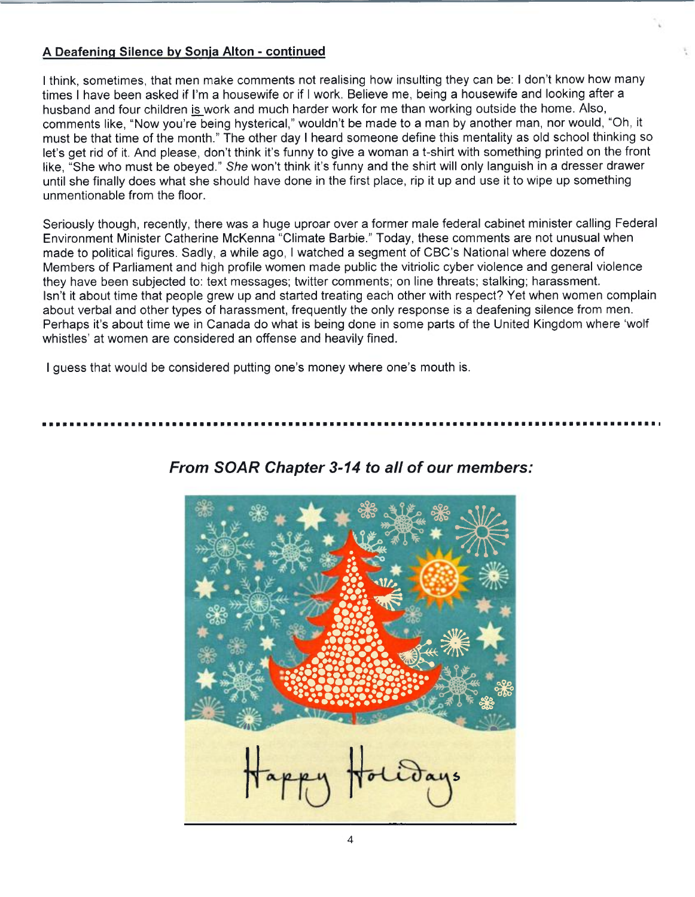**A Deafening Silence by Sonja Alton - continued**

I think, sometimes, that men make comments not realising how insulting they can be: I don't know how many times I have been asked if I'm a housewife or if I work. Believe me, being a housewife and looking after a husband and four children is work and much harder work for me than working outside the home. Also, comments like, "Now you're being hysterical," wouldn't be made to a man by another man, nor would, "Oh, it must be that time of the month." The other day I heard someone define this mentality as old school thinking so let's get rid of it. And please, don't think it's funny to give a woman a t-shirt with something printed on the front like, "She who must be obeyed." *She* won't think it's funny and the shirt will only languish in a dresser drawer until she finally does what she should have done in the first place, rip it up and use it to wipe up something unmentionable from the floor.

Seriously though, recently, there was a huge uproar over a former male federal cabinet minister calling Federal Environment Minister Catherine McKenna "Climate Barbie." Today, these comments are not unusual when made to political figures. Sadly, a while ago, I watched a segment of CBC's National where dozens of Members of Parliament and high profile women made public the vitriolic cyber violence and general violence they have been subjected to: text messages; twitter comments; on line threats; stalking; harassment.
Isn't it about time that people grew up and started treating each other with respect? Yet when women complain about verbal and other types of harassment, frequently the only response is a deafening silence from men. Perhaps it's about time we in Canada do what is being done in some parts of the United Kingdom where 'wolf whistles' at women are considered an offense and heavily fined.

I guess that would be considered putting one's money where one's mouth is.

---

## *From SOAR Chapter 3-14 to all of our members:*

Happy Holidays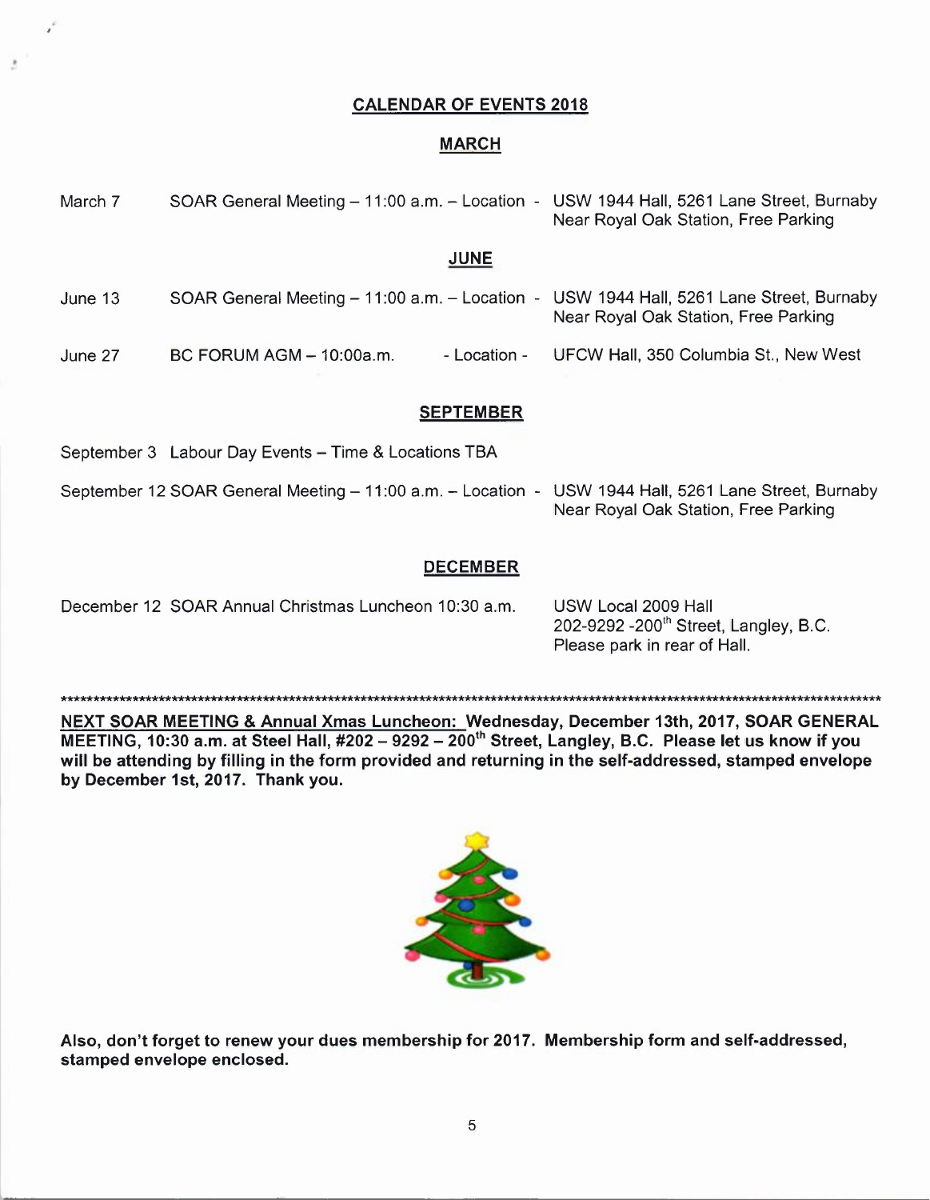## CALENDAR OF EVENTS 2018

### MARCH

| | | |
|---|---|---|
| March 7 | SOAR General Meeting – 11:00 a.m. – Location - | USW 1944 Hall, 5261 Lane Street, Burnaby Near Royal Oak Station, Free Parking |

### JUNE

| | | |
|---|---|---|
| June 13 | SOAR General Meeting – 11:00 a.m. – Location - | USW 1944 Hall, 5261 Lane Street, Burnaby Near Royal Oak Station, Free Parking |
| June 27 | BC FORUM AGM – 10:00a.m. - Location - | UFCW Hall, 350 Columbia St., New West |

### SEPTEMBER

| | | |
|---|---|---|
| September 3 | Labour Day Events – Time & Locations TBA | |
| September 12 | SOAR General Meeting – 11:00 a.m. – Location - | USW 1944 Hall, 5261 Lane Street, Burnaby Near Royal Oak Station, Free Parking |

### DECEMBER

| | | |
|---|---|---|
| December 12 | SOAR Annual Christmas Luncheon 10:30 a.m. | USW Local 2009 Hall 202-9292 -200th Street, Langley, B.C. Please park in rear of Hall. |

**********************************************************************************************************************************

**NEXT SOAR MEETING & Annual Xmas Luncheon: Wednesday, December 13th, 2017, SOAR GENERAL MEETING, 10:30 a.m. at Steel Hall, #202 – 9292 – 200th Street, Langley, B.C. Please let us know if you will be attending by filling in the form provided and returning in the self-addressed, stamped envelope by December 1st, 2017. Thank you.**

**Also, don't forget to renew your dues membership for 2017. Membership form and self-addressed, stamped envelope enclosed.**